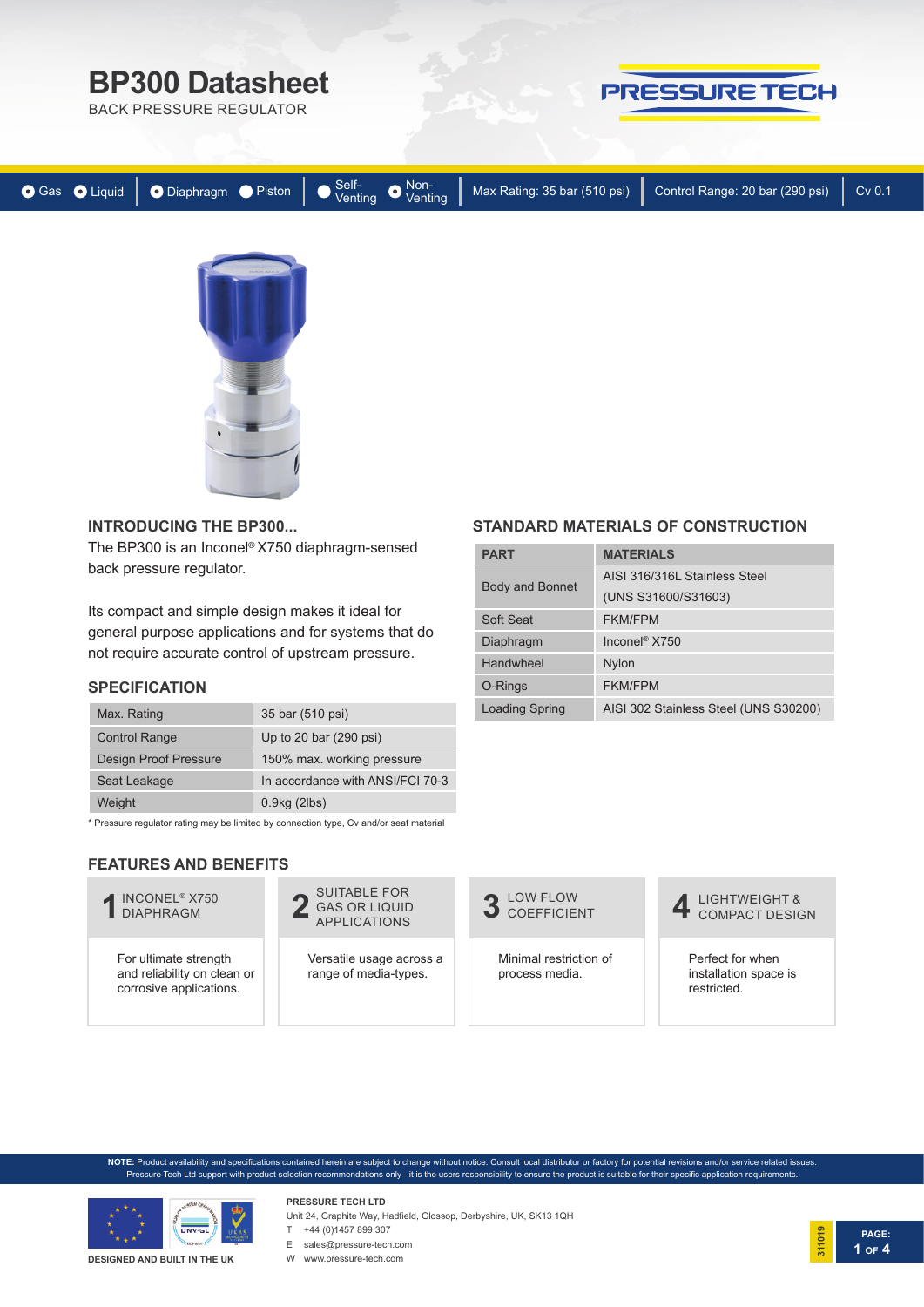# BP300 Datasheet

BACK PRESSURE REGULATOR

PRESSURE TECH

Gas | Liquid | Diaphragm | Piston | Self-Venting | Non-Venting | Max Rating: 35 bar (510 psi) | Control Range: 20 bar (290 psi) | Cv 0.1

## INTRODUCING THE BP300...

The BP300 is an Inconel® X750 diaphragm-sensed back pressure regulator.

Its compact and simple design makes it ideal for general purpose applications and for systems that do not require accurate control of upstream pressure.

## SPECIFICATION

| | |
|---|---|
| Max. Rating | 35 bar (510 psi) |
| Control Range | Up to 20 bar (290 psi) |
| Design Proof Pressure | 150% max. working pressure |
| Seat Leakage | In accordance with ANSI/FCI 70-3 |
| Weight | 0.9kg (2lbs) |

* Pressure regulator rating may be limited by connection type, Cv and/or seat material

## STANDARD MATERIALS OF CONSTRUCTION

| PART | MATERIALS |
|---|---|
| Body and Bonnet | AISI 316/316L Stainless Steel (UNS S31600/S31603) |
| Soft Seat | FKM/FPM |
| Diaphragm | Inconel® X750 |
| Handwheel | Nylon |
| O-Rings | FKM/FPM |
| Loading Spring | AISI 302 Stainless Steel (UNS S30200) |

## FEATURES AND BENEFITS

**1 INCONEL® X750 DIAPHRAGM**
For ultimate strength and reliability on clean or corrosive applications.

**2 SUITABLE FOR GAS OR LIQUID APPLICATIONS**
Versatile usage across a range of media-types.

**3 LOW FLOW COEFFICIENT**
Minimal restriction of process media.

**4 LIGHTWEIGHT & COMPACT DESIGN**
Perfect for when installation space is restricted.

**NOTE:** Product availability and specifications contained herein are subject to change without notice. Consult local distributor or factory for potential revisions and/or service related issues. Pressure Tech Ltd support with product selection recommendations only - it is the users responsibility to ensure the product is suitable for their specific application requirements.

DESIGNED AND BUILT IN THE UK

**PRESSURE TECH LTD**
Unit 24, Graphite Way, Hadfield, Glossop, Derbyshire, UK, SK13 1QH
T +44 (0)1457 899 307
E sales@pressure-tech.com
W www.pressure-tech.com

311019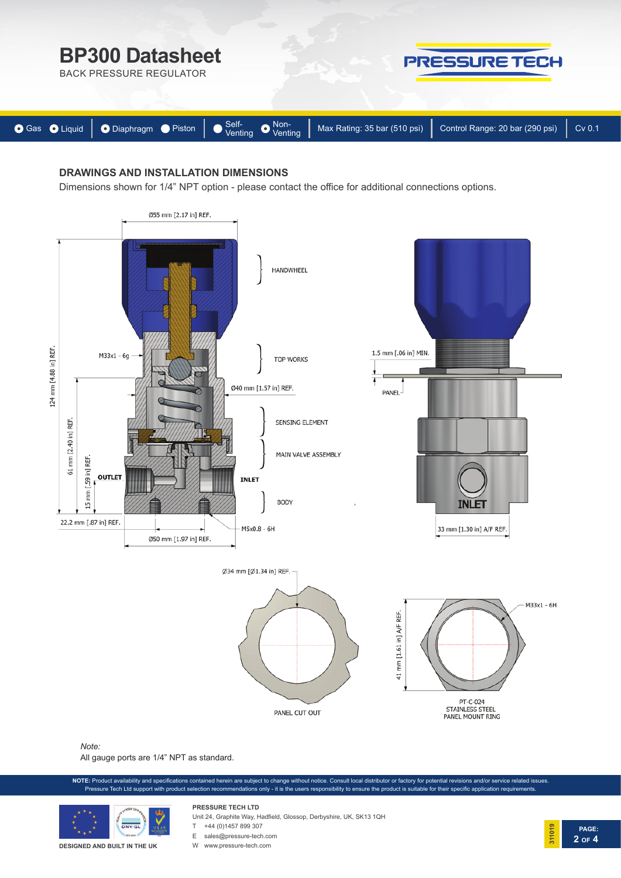# BP300 Datasheet

BACK PRESSURE REGULATOR

Gas | Liquid | Diaphragm | Piston | Self-Venting | Non-Venting | Max Rating: 35 bar (510 psi) | Control Range: 20 bar (290 psi) | Cv 0.1

## DRAWINGS AND INSTALLATION DIMENSIONS

Dimensions shown for 1/4" NPT option - please contact the office for additional connections options.

Ø55 mm [2.17 in] REF.

HANDWHEEL

M33x1 - 6g

TOP WORKS

Ø40 mm [1.57 in] REF.

124 mm [4.88 in] REF.

61 mm [2.40 in] REF.

15 mm [.59 in] REF.

SENSING ELEMENT

MAIN VALVE ASSEMBLY

OUTLET

INLET

BODY

22.2 mm [.87 in] REF.

M5x0.8 - 6H

Ø50 mm [1.97 in] REF.

1.5 mm [.06 in] MIN.

PANEL

INLET

33 mm [1.30 in] A/F REF.

Ø34 mm [Ø1.34 in] REF.

PANEL CUT OUT

41 mm [1.61 in] A/F REF.

M33x1 - 6H

PT-C-024
STAINLESS STEEL
PANEL MOUNT RING

*Note:*

All gauge ports are 1/4" NPT as standard.

**NOTE:** Product availability and specifications contained herein are subject to change without notice. Consult local distributor or factory for potential revisions and/or service related issues. Pressure Tech Ltd support with product selection recommendations only - it is the users responsibility to ensure the product is suitable for their specific application requirements.

DESIGNED AND BUILT IN THE UK

**PRESSURE TECH LTD**
Unit 24, Graphite Way, Hadfield, Glossop, Derbyshire, UK, SK13 1QH
T +44 (0)1457 899 307
E sales@pressure-tech.com
W www.pressure-tech.com

311019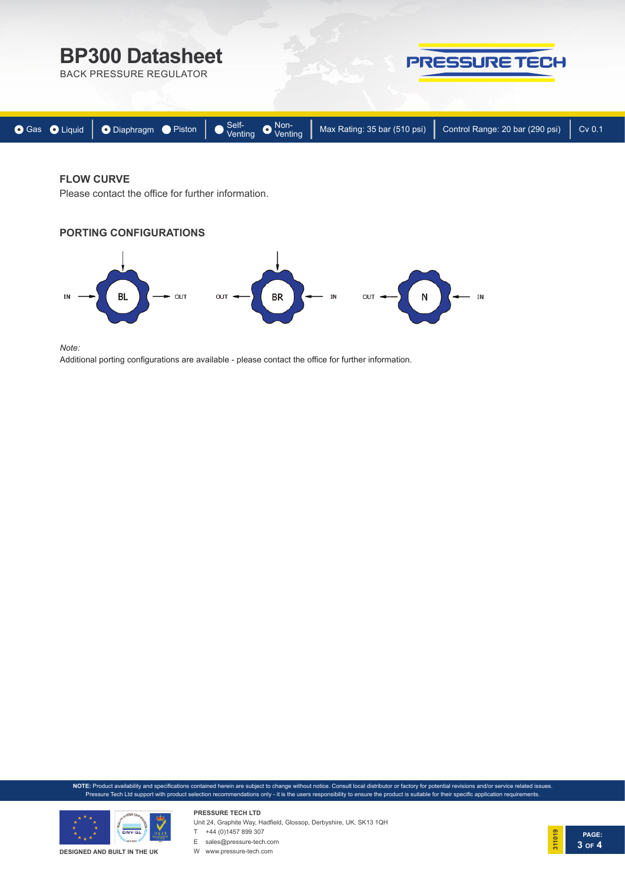# BP300 Datasheet

BACK PRESSURE REGULATOR

Gas | Liquid | Diaphragm | Piston | Self-Venting | Non-Venting | Max Rating: 35 bar (510 psi) | Control Range: 20 bar (290 psi) | Cv 0.1

## FLOW CURVE

Please contact the office for further information.

## PORTING CONFIGURATIONS

IN → BL → OUT    OUT ← BR ← IN    OUT ← N ← IN

*Note:*

Additional porting configurations are available - please contact the office for further information.

**NOTE:** Product availability and specifications contained herein are subject to change without notice. Consult local distributor or factory for potential revisions and/or service related issues. Pressure Tech Ltd support with product selection recommendations only - it is the users responsibility to ensure the product is suitable for their specific application requirements.

DESIGNED AND BUILT IN THE UK

**PRESSURE TECH LTD**
Unit 24, Graphite Way, Hadfield, Glossop, Derbyshire, UK, SK13 1QH
T +44 (0)1457 899 307
E sales@pressure-tech.com
W www.pressure-tech.com

311019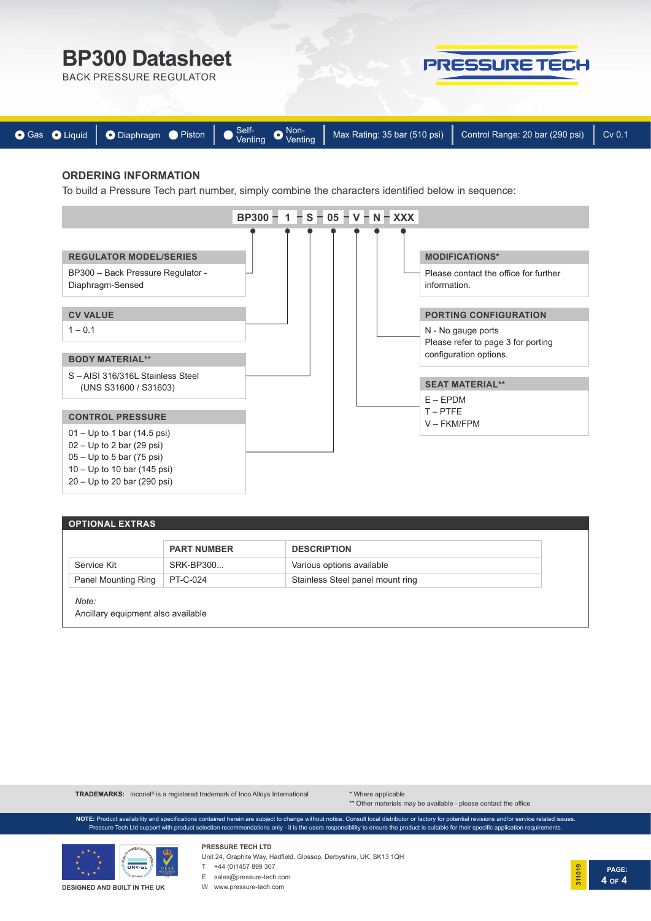# BP300 Datasheet

BACK PRESSURE REGULATOR

Gas | Liquid | Diaphragm | Piston | Self-Venting | Non-Venting | Max Rating: 35 bar (510 psi) | Control Range: 20 bar (290 psi) | Cv 0.1

## ORDERING INFORMATION

To build a Pressure Tech part number, simply combine the characters identified below in sequence:

**BP300 - 1 - S - 05 - V - N - XXX**

### REGULATOR MODEL/SERIES

BP300 – Back Pressure Regulator - Diaphragm-Sensed

### CV VALUE

1 – 0.1

### BODY MATERIAL**

S – AISI 316/316L Stainless Steel (UNS S31600 / S31603)

### CONTROL PRESSURE

01 – Up to 1 bar (14.5 psi)
02 – Up to 2 bar (29 psi)
05 – Up to 5 bar (75 psi)
10 – Up to 10 bar (145 psi)
20 – Up to 20 bar (290 psi)

### MODIFICATIONS*

Please contact the office for further information.

### PORTING CONFIGURATION

N - No gauge ports
Please refer to page 3 for porting configuration options.

### SEAT MATERIAL**

E – EPDM
T – PTFE
V – FKM/FPM

## OPTIONAL EXTRAS

| | PART NUMBER | DESCRIPTION |
|---|---|---|
| Service Kit | SRK-BP300... | Various options available |
| Panel Mounting Ring | PT-C-024 | Stainless Steel panel mount ring |

*Note:*
Ancillary equipment also available

**TRADEMARKS:** Inconel® is a registered trademark of Inco Alloys International

\* Where applicable
\** Other materials may be available - please contact the office

**NOTE:** Product availability and specifications contained herein are subject to change without notice. Consult local distributor or factory for potential revisions and/or service related issues. Pressure Tech Ltd support with product selection recommendations only - it is the users responsibility to ensure the product is suitable for their specific application requirements.

DESIGNED AND BUILT IN THE UK

**PRESSURE TECH LTD**
Unit 24, Graphite Way, Hadfield, Glossop, Derbyshire, UK, SK13 1QH
T +44 (0)1457 899 307
E sales@pressure-tech.com
W www.pressure-tech.com

311019